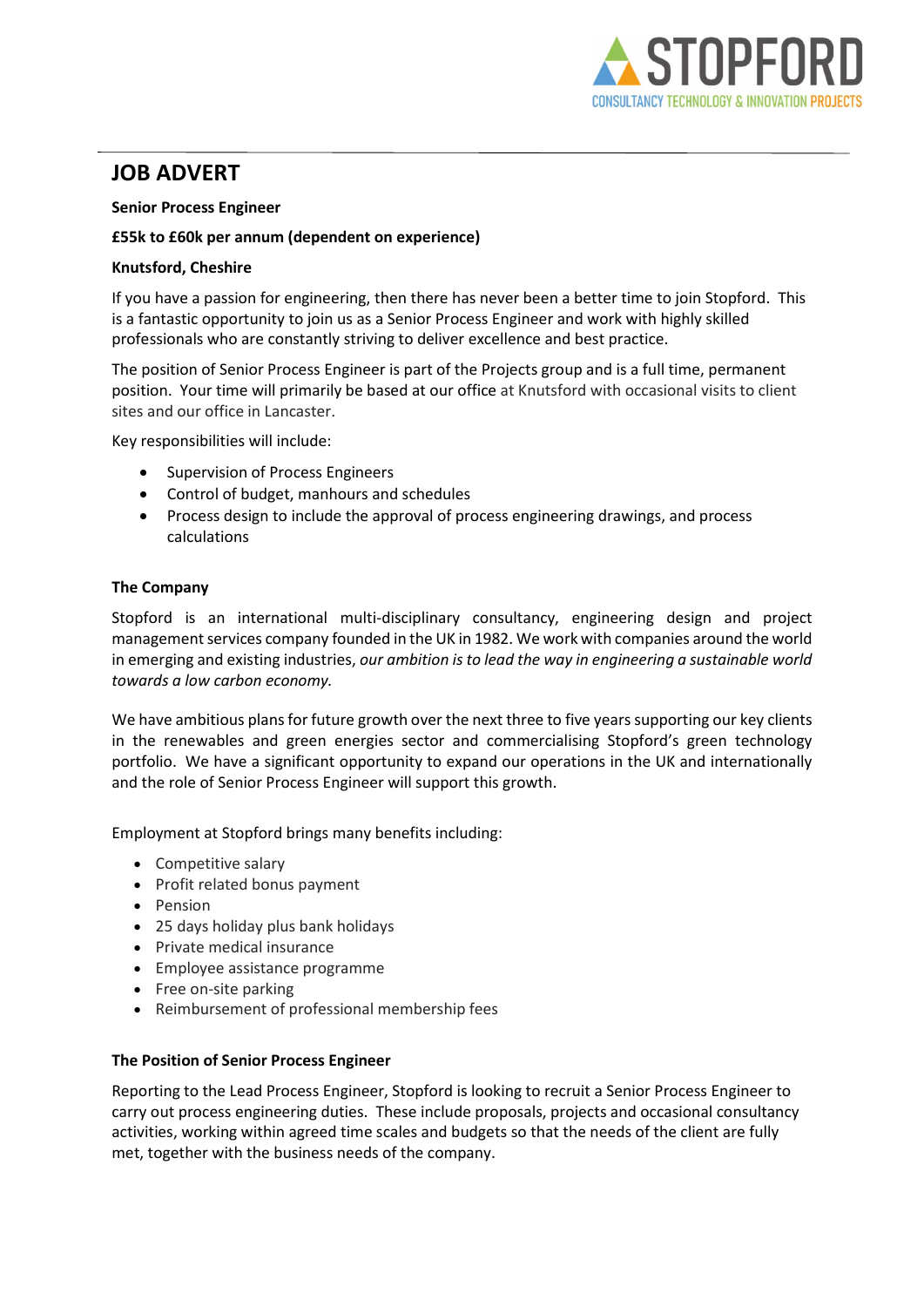STOPFORD

CONSULTANCY TECHNOLOGY & INNOVATION PROJECTS

# JOB ADVERT

**Senior Process Engineer**

**£55k to £60k per annum (dependent on experience)**

**Knutsford, Cheshire**

If you have a passion for engineering, then there has never been a better time to join Stopford. This is a fantastic opportunity to join us as a Senior Process Engineer and work with highly skilled professionals who are constantly striving to deliver excellence and best practice.

The position of Senior Process Engineer is part of the Projects group and is a full time, permanent position. Your time will primarily be based at our office at Knutsford with occasional visits to client sites and our office in Lancaster.

Key responsibilities will include:

- Supervision of Process Engineers
- Control of budget, manhours and schedules
- Process design to include the approval of process engineering drawings, and process calculations

**The Company**

Stopford is an international multi-disciplinary consultancy, engineering design and project management services company founded in the UK in 1982. We work with companies around the world in emerging and existing industries, *our ambition is to lead the way in engineering a sustainable world towards a low carbon economy.*

We have ambitious plans for future growth over the next three to five years supporting our key clients in the renewables and green energies sector and commercialising Stopford's green technology portfolio. We have a significant opportunity to expand our operations in the UK and internationally and the role of Senior Process Engineer will support this growth.

Employment at Stopford brings many benefits including:

- Competitive salary
- Profit related bonus payment
- Pension
- 25 days holiday plus bank holidays
- Private medical insurance
- Employee assistance programme
- Free on-site parking
- Reimbursement of professional membership fees

**The Position of Senior Process Engineer**

Reporting to the Lead Process Engineer, Stopford is looking to recruit a Senior Process Engineer to carry out process engineering duties. These include proposals, projects and occasional consultancy activities, working within agreed time scales and budgets so that the needs of the client are fully met, together with the business needs of the company.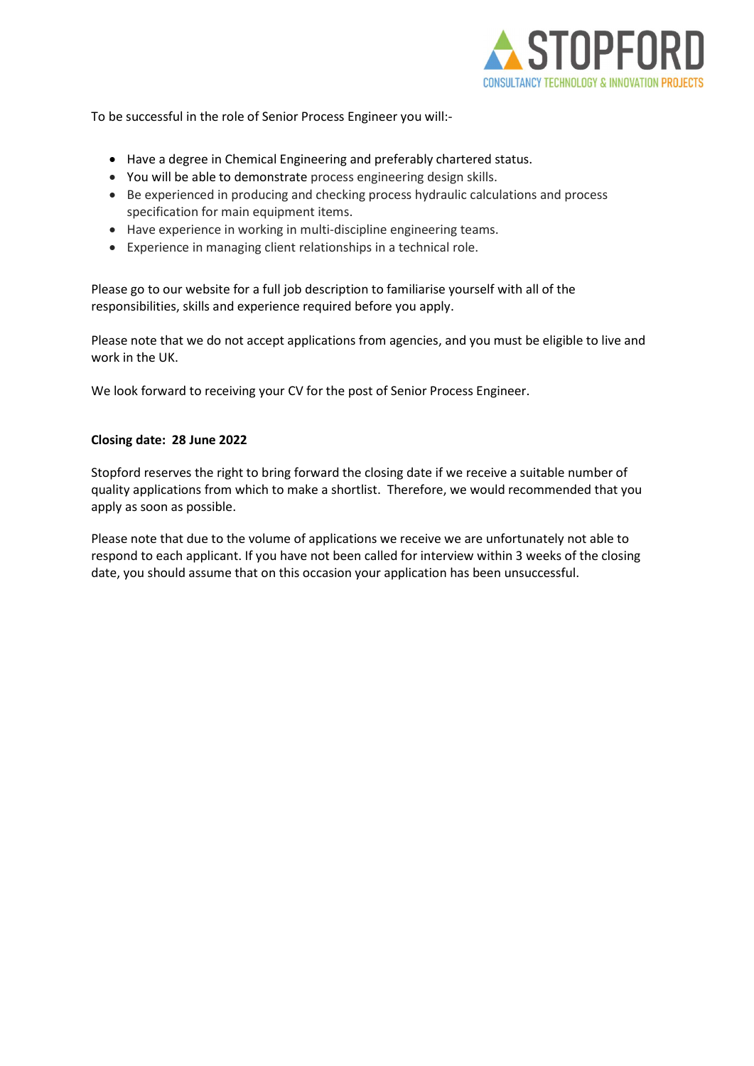To be successful in the role of Senior Process Engineer you will:-

- Have a degree in Chemical Engineering and preferably chartered status.
- You will be able to demonstrate process engineering design skills.
- Be experienced in producing and checking process hydraulic calculations and process specification for main equipment items.
- Have experience in working in multi-discipline engineering teams.
- Experience in managing client relationships in a technical role.

Please go to our website for a full job description to familiarise yourself with all of the responsibilities, skills and experience required before you apply.

Please note that we do not accept applications from agencies, and you must be eligible to live and work in the UK.

We look forward to receiving your CV for the post of Senior Process Engineer.

**Closing date: 28 June 2022**

Stopford reserves the right to bring forward the closing date if we receive a suitable number of quality applications from which to make a shortlist. Therefore, we would recommended that you apply as soon as possible.

Please note that due to the volume of applications we receive we are unfortunately not able to respond to each applicant. If you have not been called for interview within 3 weeks of the closing date, you should assume that on this occasion your application has been unsuccessful.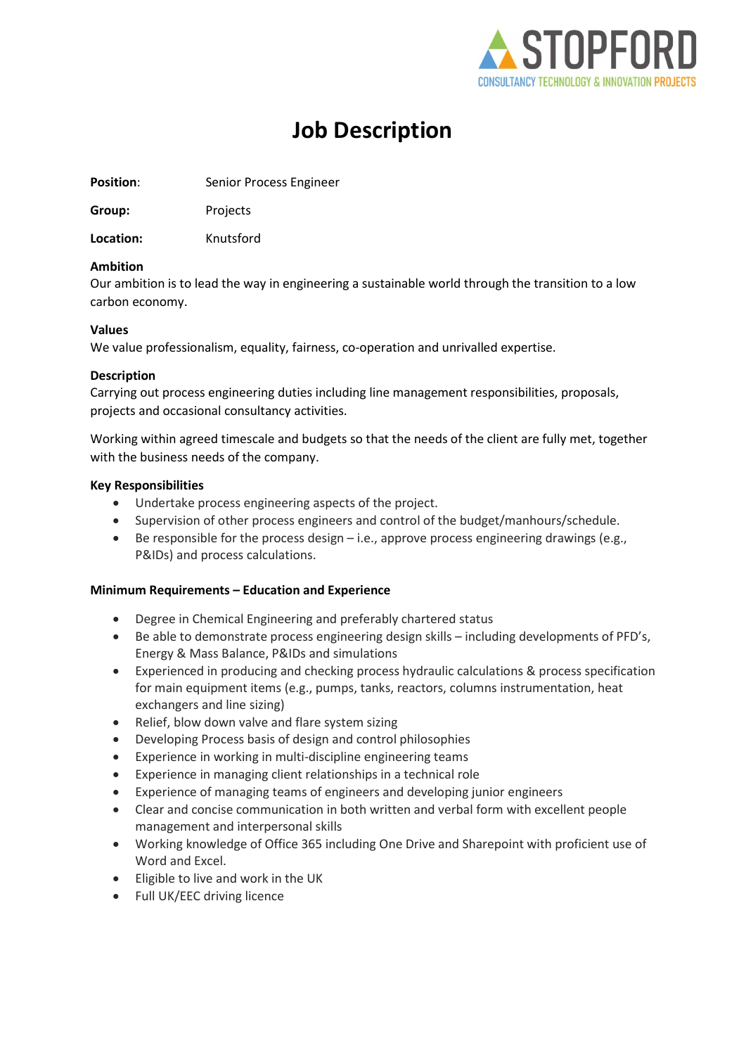# Job Description

**Position**: Senior Process Engineer

**Group:** Projects

**Location:** Knutsford

**Ambition**

Our ambition is to lead the way in engineering a sustainable world through the transition to a low carbon economy.

**Values**

We value professionalism, equality, fairness, co-operation and unrivalled expertise.

**Description**

Carrying out process engineering duties including line management responsibilities, proposals, projects and occasional consultancy activities.

Working within agreed timescale and budgets so that the needs of the client are fully met, together with the business needs of the company.

**Key Responsibilities**

- Undertake process engineering aspects of the project.
- Supervision of other process engineers and control of the budget/manhours/schedule.
- Be responsible for the process design – i.e., approve process engineering drawings (e.g., P&IDs) and process calculations.

**Minimum Requirements – Education and Experience**

- Degree in Chemical Engineering and preferably chartered status
- Be able to demonstrate process engineering design skills – including developments of PFD's, Energy & Mass Balance, P&IDs and simulations
- Experienced in producing and checking process hydraulic calculations & process specification for main equipment items (e.g., pumps, tanks, reactors, columns instrumentation, heat exchangers and line sizing)
- Relief, blow down valve and flare system sizing
- Developing Process basis of design and control philosophies
- Experience in working in multi-discipline engineering teams
- Experience in managing client relationships in a technical role
- Experience of managing teams of engineers and developing junior engineers
- Clear and concise communication in both written and verbal form with excellent people management and interpersonal skills
- Working knowledge of Office 365 including One Drive and Sharepoint with proficient use of Word and Excel.
- Eligible to live and work in the UK
- Full UK/EEC driving licence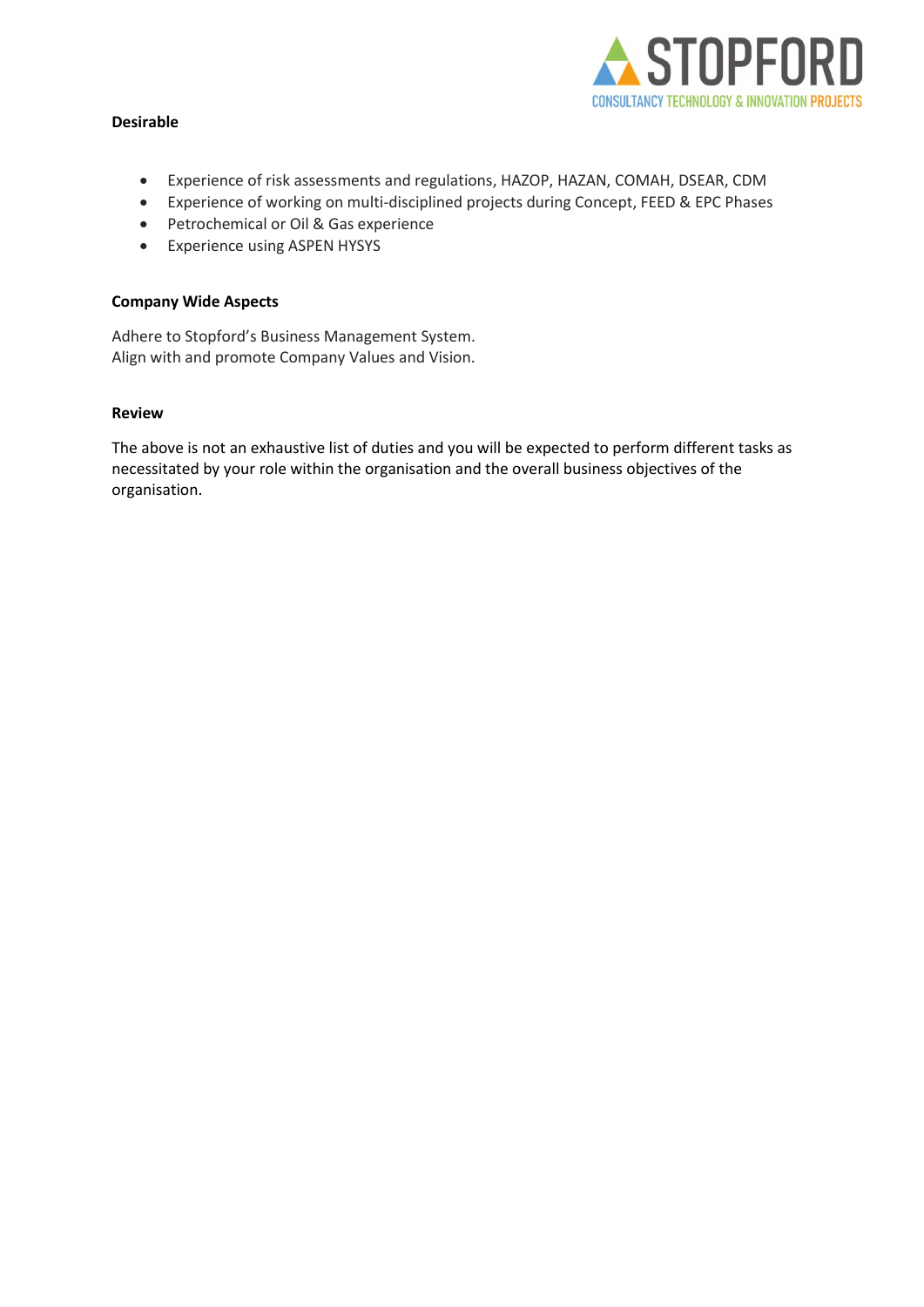**Desirable**

- Experience of risk assessments and regulations, HAZOP, HAZAN, COMAH, DSEAR, CDM
- Experience of working on multi-disciplined projects during Concept, FEED & EPC Phases
- Petrochemical or Oil & Gas experience
- Experience using ASPEN HYSYS

**Company Wide Aspects**

Adhere to Stopford's Business Management System.
Align with and promote Company Values and Vision.

**Review**

The above is not an exhaustive list of duties and you will be expected to perform different tasks as necessitated by your role within the organisation and the overall business objectives of the organisation.